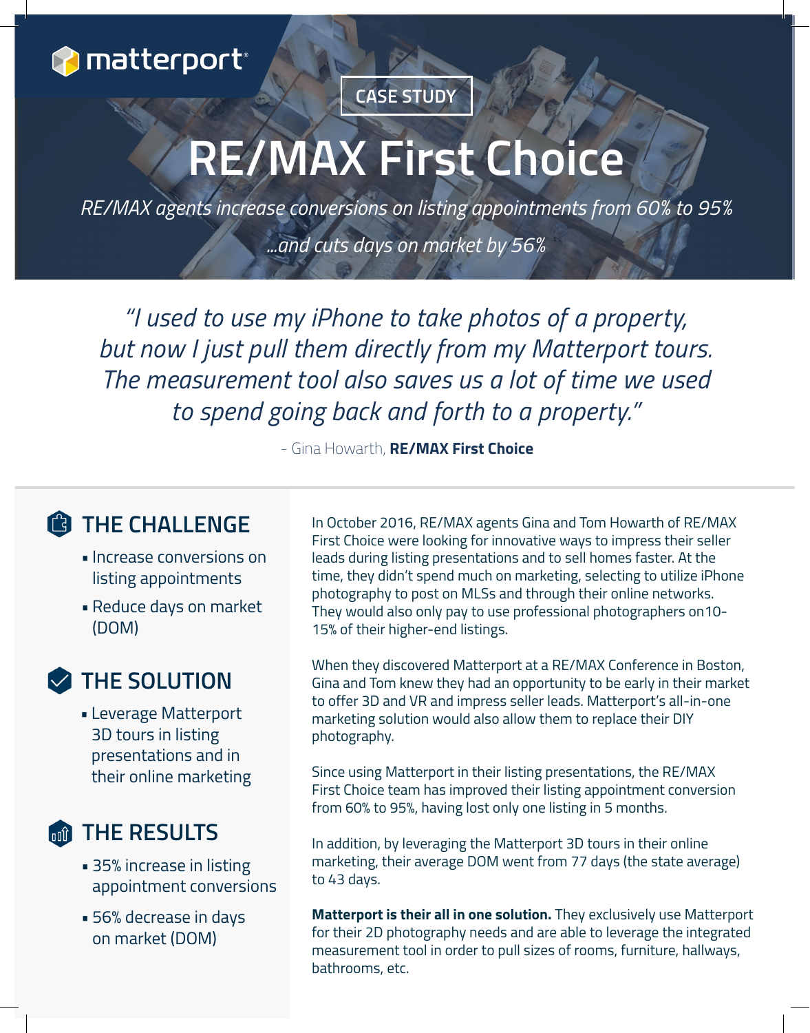matterport

CASE STUDY

# RE/MAX First Choice

*RE/MAX agents increase conversions on listing appointments from 60% to 95%*

*...and cuts days on market by 56%*

> *"I used to use my iPhone to take photos of a property, but now I just pull them directly from my Matterport tours. The measurement tool also saves us a lot of time we used to spend going back and forth to a property."*
>
> - Gina Howarth, **RE/MAX First Choice**

## THE CHALLENGE

- Increase conversions on listing appointments
- Reduce days on market (DOM)

## THE SOLUTION

- Leverage Matterport 3D tours in listing presentations and in their online marketing

## THE RESULTS

- 35% increase in listing appointment conversions
- 56% decrease in days on market (DOM)

In October 2016, RE/MAX agents Gina and Tom Howarth of RE/MAX First Choice were looking for innovative ways to impress their seller leads during listing presentations and to sell homes faster. At the time, they didn't spend much on marketing, selecting to utilize iPhone photography to post on MLSs and through their online networks. They would also only pay to use professional photographers on10-15% of their higher-end listings.

When they discovered Matterport at a RE/MAX Conference in Boston, Gina and Tom knew they had an opportunity to be early in their market to offer 3D and VR and impress seller leads. Matterport's all-in-one marketing solution would also allow them to replace their DIY photography.

Since using Matterport in their listing presentations, the RE/MAX First Choice team has improved their listing appointment conversion from 60% to 95%, having lost only one listing in 5 months.

In addition, by leveraging the Matterport 3D tours in their online marketing, their average DOM went from 77 days (the state average) to 43 days.

**Matterport is their all in one solution.** They exclusively use Matterport for their 2D photography needs and are able to leverage the integrated measurement tool in order to pull sizes of rooms, furniture, hallways, bathrooms, etc.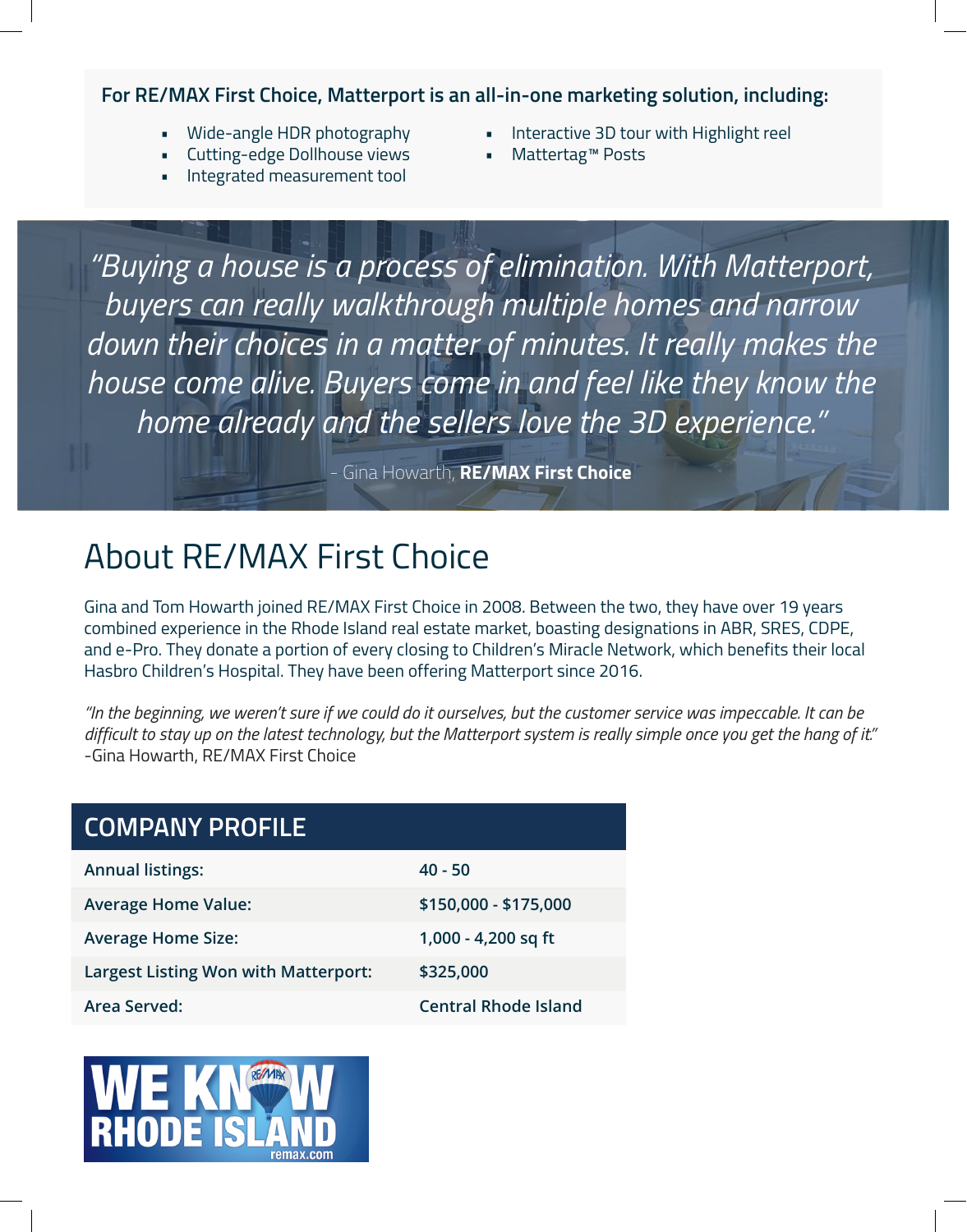**For RE/MAX First Choice, Matterport is an all-in-one marketing solution, including:**

- Wide-angle HDR photography
- Cutting-edge Dollhouse views
- Integrated measurement tool
- Interactive 3D tour with Highlight reel
- Mattertag™ Posts

*"Buying a house is a process of elimination. With Matterport, buyers can really walkthrough multiple homes and narrow down their choices in a matter of minutes. It really makes the house come alive. Buyers come in and feel like they know the home already and the sellers love the 3D experience."*

- Gina Howarth, **RE/MAX First Choice**

## About RE/MAX First Choice

Gina and Tom Howarth joined RE/MAX First Choice in 2008. Between the two, they have over 19 years combined experience in the Rhode Island real estate market, boasting designations in ABR, SRES, CDPE, and e-Pro. They donate a portion of every closing to Children's Miracle Network, which benefits their local Hasbro Children's Hospital. They have been offering Matterport since 2016.

*"In the beginning, we weren't sure if we could do it ourselves, but the customer service was impeccable. It can be difficult to stay up on the latest technology, but the Matterport system is really simple once you get the hang of it."* -Gina Howarth, RE/MAX First Choice

| COMPANY PROFILE | |
| --- | --- |
| **Annual listings:** | **40 - 50** |
| **Average Home Value:** | **$150,000 - $175,000** |
| **Average Home Size:** | **1,000 - 4,200 sq ft** |
| **Largest Listing Won with Matterport:** | **$325,000** |
| **Area Served:** | **Central Rhode Island** |

WE KNOW RHODE ISLAND
RE/MAX
remax.com